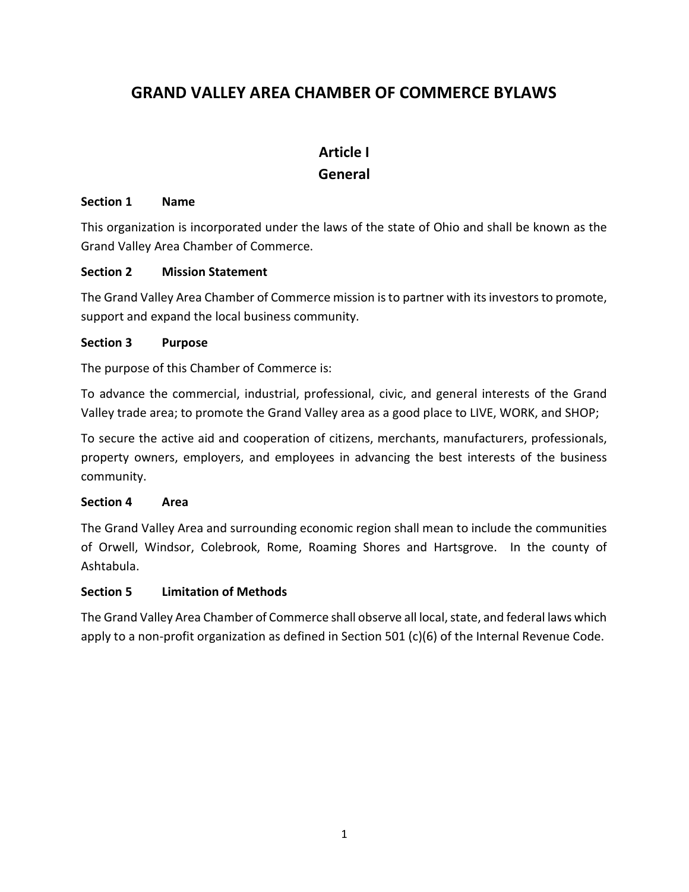# GRAND VALLEY AREA CHAMBER OF COMMERCE BYLAWS

## Article I
## General

**Section 1 Name**

This organization is incorporated under the laws of the state of Ohio and shall be known as the Grand Valley Area Chamber of Commerce.

**Section 2 Mission Statement**

The Grand Valley Area Chamber of Commerce mission is to partner with its investors to promote, support and expand the local business community.

**Section 3 Purpose**

The purpose of this Chamber of Commerce is:

To advance the commercial, industrial, professional, civic, and general interests of the Grand Valley trade area; to promote the Grand Valley area as a good place to LIVE, WORK, and SHOP;

To secure the active aid and cooperation of citizens, merchants, manufacturers, professionals, property owners, employers, and employees in advancing the best interests of the business community.

**Section 4 Area**

The Grand Valley Area and surrounding economic region shall mean to include the communities of Orwell, Windsor, Colebrook, Rome, Roaming Shores and Hartsgrove. In the county of Ashtabula.

**Section 5 Limitation of Methods**

The Grand Valley Area Chamber of Commerce shall observe all local, state, and federal laws which apply to a non-profit organization as defined in Section 501 (c)(6) of the Internal Revenue Code.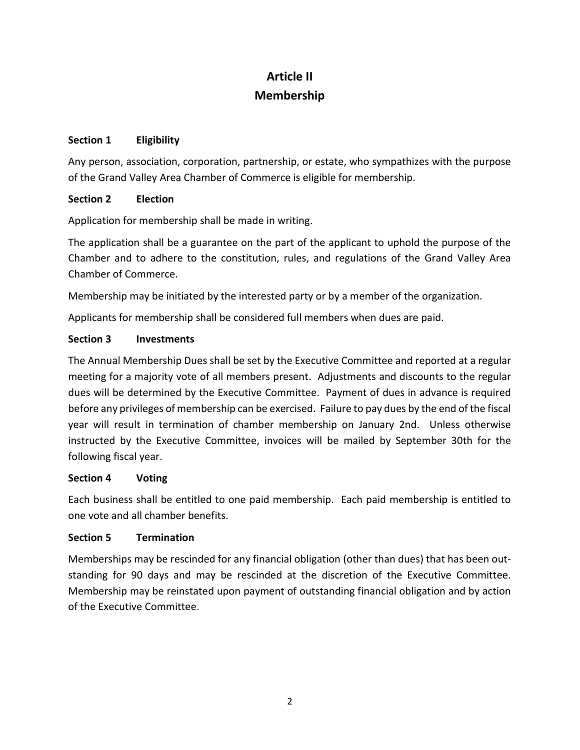# Article II
# Membership

**Section 1 Eligibility**

Any person, association, corporation, partnership, or estate, who sympathizes with the purpose of the Grand Valley Area Chamber of Commerce is eligible for membership.

**Section 2 Election**

Application for membership shall be made in writing.

The application shall be a guarantee on the part of the applicant to uphold the purpose of the Chamber and to adhere to the constitution, rules, and regulations of the Grand Valley Area Chamber of Commerce.

Membership may be initiated by the interested party or by a member of the organization.

Applicants for membership shall be considered full members when dues are paid.

**Section 3 Investments**

The Annual Membership Dues shall be set by the Executive Committee and reported at a regular meeting for a majority vote of all members present. Adjustments and discounts to the regular dues will be determined by the Executive Committee. Payment of dues in advance is required before any privileges of membership can be exercised. Failure to pay dues by the end of the fiscal year will result in termination of chamber membership on January 2nd. Unless otherwise instructed by the Executive Committee, invoices will be mailed by September 30th for the following fiscal year.

**Section 4 Voting**

Each business shall be entitled to one paid membership. Each paid membership is entitled to one vote and all chamber benefits.

**Section 5 Termination**

Memberships may be rescinded for any financial obligation (other than dues) that has been out-standing for 90 days and may be rescinded at the discretion of the Executive Committee. Membership may be reinstated upon payment of outstanding financial obligation and by action of the Executive Committee.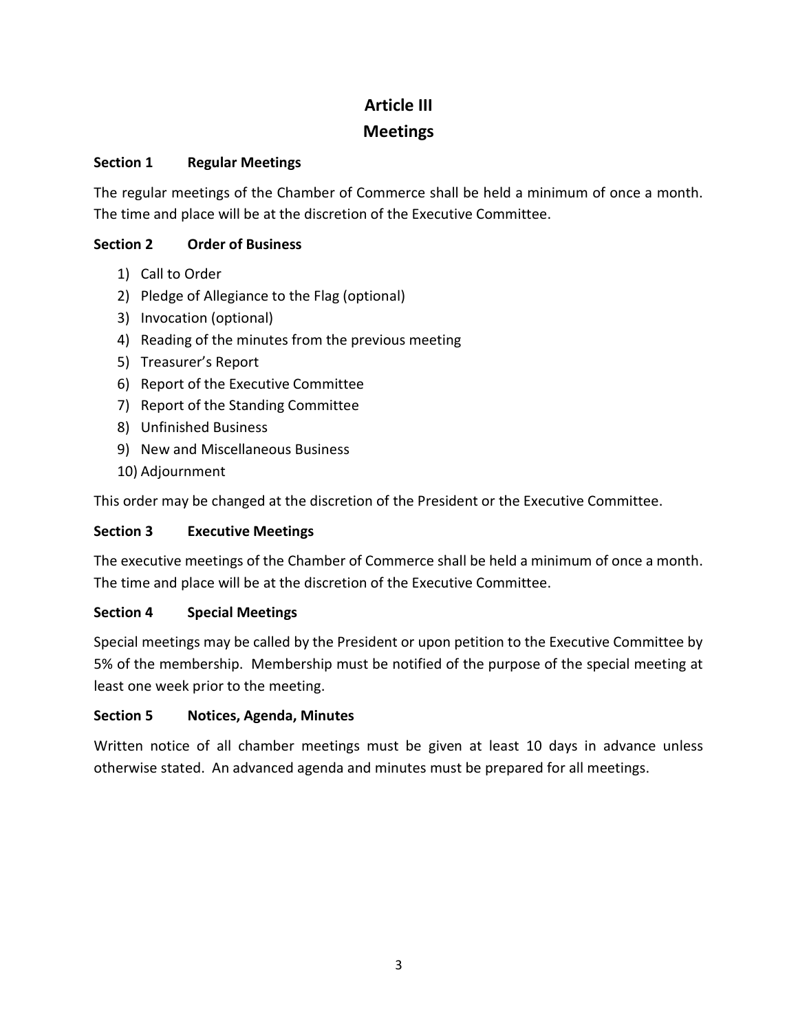# Article III
# Meetings

### Section 1 Regular Meetings

The regular meetings of the Chamber of Commerce shall be held a minimum of once a month. The time and place will be at the discretion of the Executive Committee.

### Section 2 Order of Business

1) Call to Order
2) Pledge of Allegiance to the Flag (optional)
3) Invocation (optional)
4) Reading of the minutes from the previous meeting
5) Treasurer's Report
6) Report of the Executive Committee
7) Report of the Standing Committee
8) Unfinished Business
9) New and Miscellaneous Business
10) Adjournment

This order may be changed at the discretion of the President or the Executive Committee.

### Section 3 Executive Meetings

The executive meetings of the Chamber of Commerce shall be held a minimum of once a month. The time and place will be at the discretion of the Executive Committee.

### Section 4 Special Meetings

Special meetings may be called by the President or upon petition to the Executive Committee by 5% of the membership. Membership must be notified of the purpose of the special meeting at least one week prior to the meeting.

### Section 5 Notices, Agenda, Minutes

Written notice of all chamber meetings must be given at least 10 days in advance unless otherwise stated. An advanced agenda and minutes must be prepared for all meetings.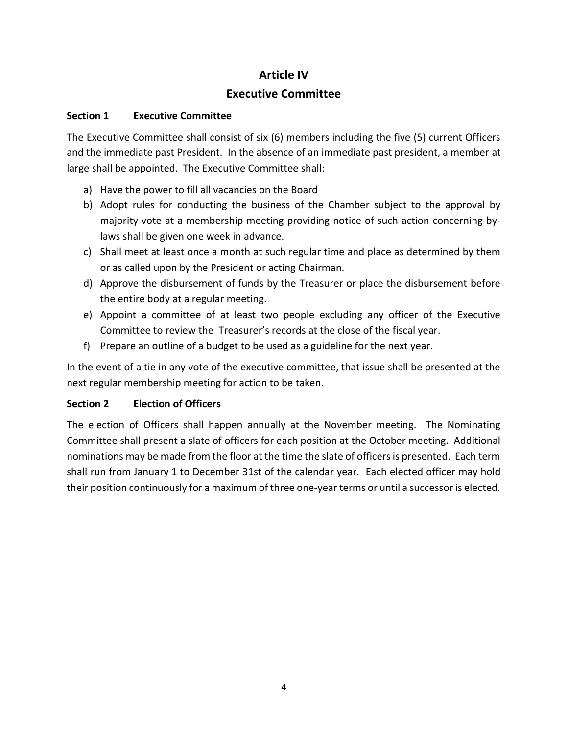# Article IV
# Executive Committee

### Section 1 Executive Committee

The Executive Committee shall consist of six (6) members including the five (5) current Officers and the immediate past President. In the absence of an immediate past president, a member at large shall be appointed. The Executive Committee shall:

a) Have the power to fill all vacancies on the Board
b) Adopt rules for conducting the business of the Chamber subject to the approval by majority vote at a membership meeting providing notice of such action concerning by-laws shall be given one week in advance.
c) Shall meet at least once a month at such regular time and place as determined by them or as called upon by the President or acting Chairman.
d) Approve the disbursement of funds by the Treasurer or place the disbursement before the entire body at a regular meeting.
e) Appoint a committee of at least two people excluding any officer of the Executive Committee to review the Treasurer's records at the close of the fiscal year.
f) Prepare an outline of a budget to be used as a guideline for the next year.

In the event of a tie in any vote of the executive committee, that issue shall be presented at the next regular membership meeting for action to be taken.

### Section 2 Election of Officers

The election of Officers shall happen annually at the November meeting. The Nominating Committee shall present a slate of officers for each position at the October meeting. Additional nominations may be made from the floor at the time the slate of officers is presented. Each term shall run from January 1 to December 31st of the calendar year. Each elected officer may hold their position continuously for a maximum of three one-year terms or until a successor is elected.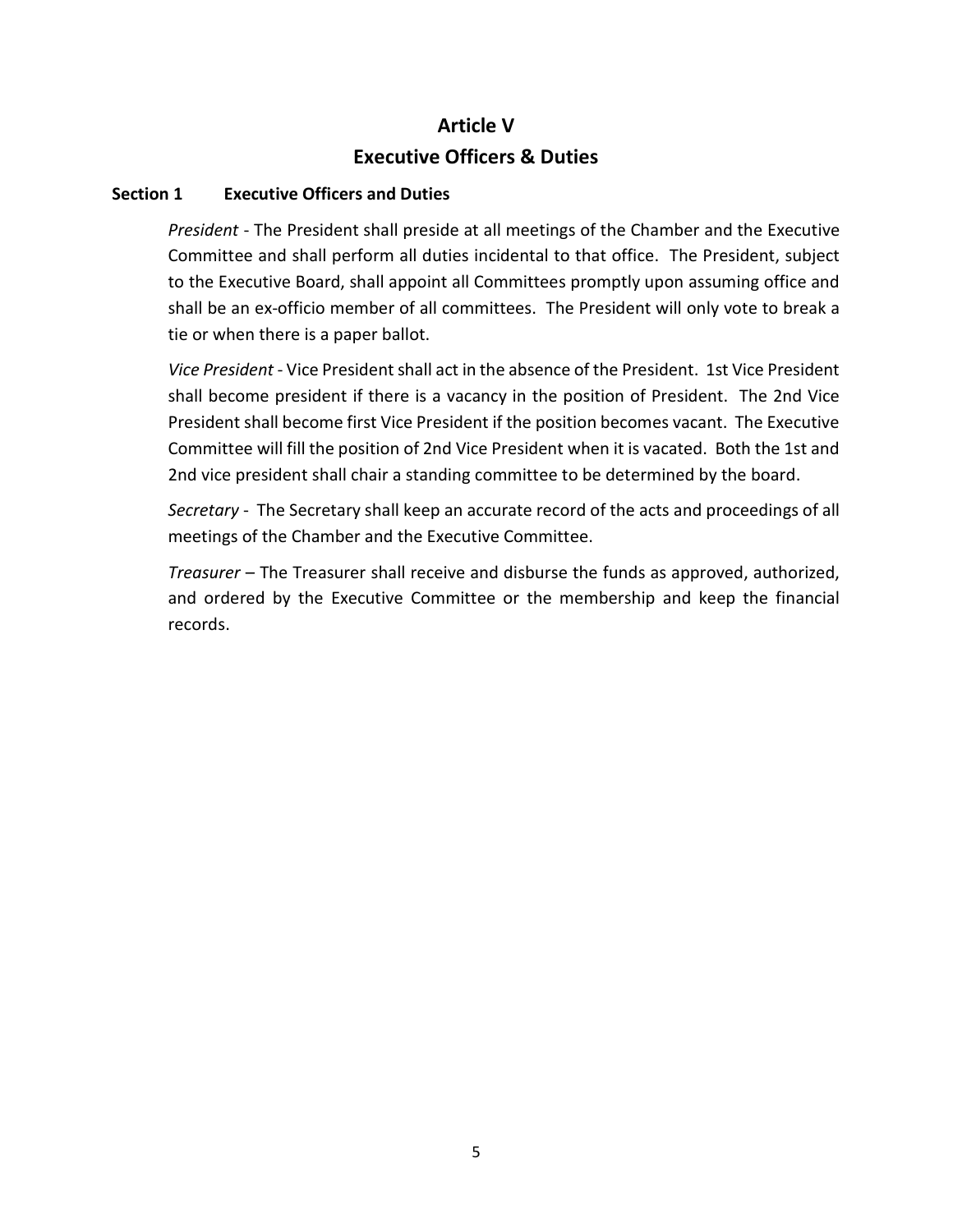# Article V

# Executive Officers & Duties

## Section 1 Executive Officers and Duties

*President* - The President shall preside at all meetings of the Chamber and the Executive Committee and shall perform all duties incidental to that office. The President, subject to the Executive Board, shall appoint all Committees promptly upon assuming office and shall be an ex-officio member of all committees. The President will only vote to break a tie or when there is a paper ballot.

*Vice President* - Vice President shall act in the absence of the President. 1st Vice President shall become president if there is a vacancy in the position of President. The 2nd Vice President shall become first Vice President if the position becomes vacant. The Executive Committee will fill the position of 2nd Vice President when it is vacated. Both the 1st and 2nd vice president shall chair a standing committee to be determined by the board.

*Secretary* - The Secretary shall keep an accurate record of the acts and proceedings of all meetings of the Chamber and the Executive Committee.

*Treasurer* – The Treasurer shall receive and disburse the funds as approved, authorized, and ordered by the Executive Committee or the membership and keep the financial records.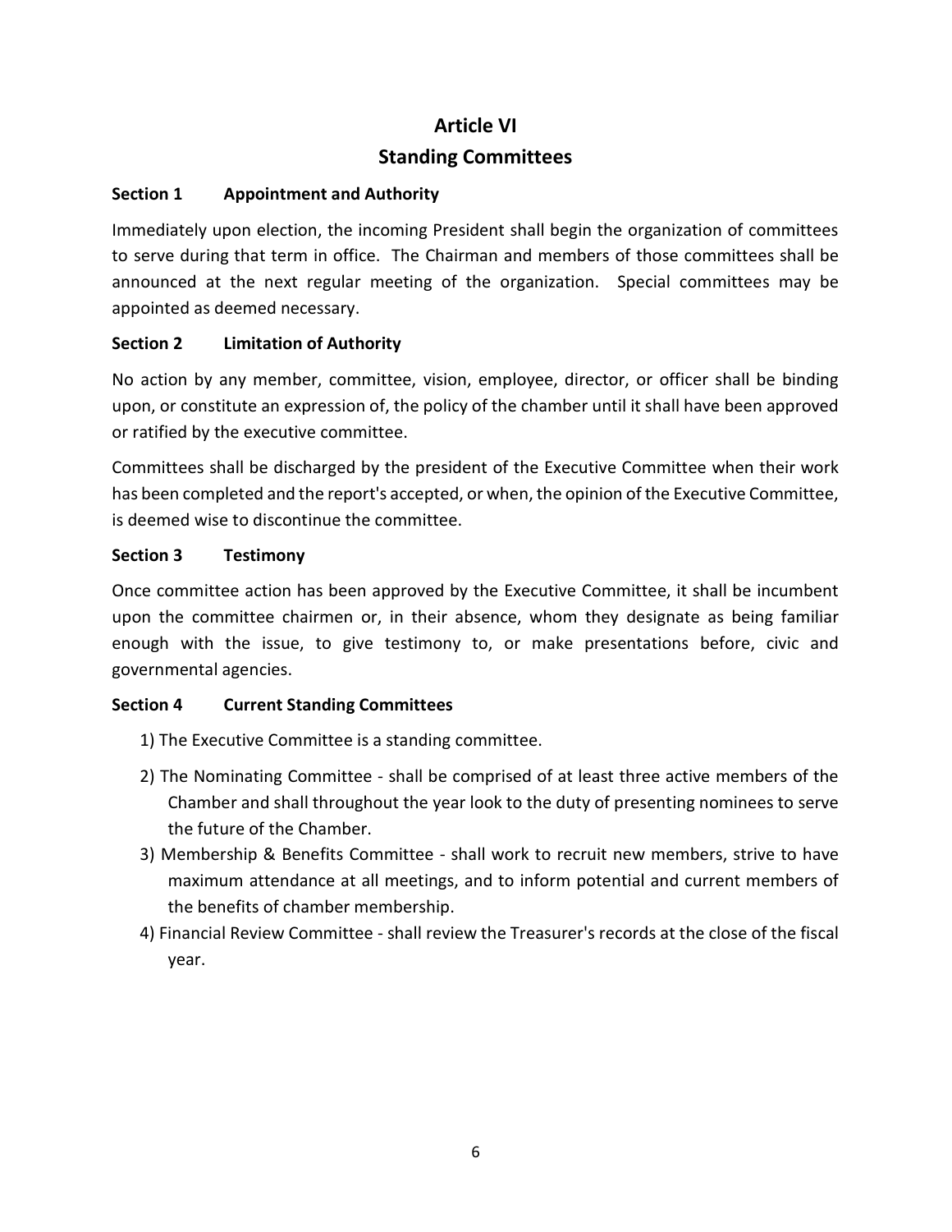# Article VI
## Standing Committees

### Section 1 Appointment and Authority

Immediately upon election, the incoming President shall begin the organization of committees to serve during that term in office. The Chairman and members of those committees shall be announced at the next regular meeting of the organization. Special committees may be appointed as deemed necessary.

### Section 2 Limitation of Authority

No action by any member, committee, vision, employee, director, or officer shall be binding upon, or constitute an expression of, the policy of the chamber until it shall have been approved or ratified by the executive committee.

Committees shall be discharged by the president of the Executive Committee when their work has been completed and the report's accepted, or when, the opinion of the Executive Committee, is deemed wise to discontinue the committee.

### Section 3 Testimony

Once committee action has been approved by the Executive Committee, it shall be incumbent upon the committee chairmen or, in their absence, whom they designate as being familiar enough with the issue, to give testimony to, or make presentations before, civic and governmental agencies.

### Section 4 Current Standing Committees

1) The Executive Committee is a standing committee.
2) The Nominating Committee - shall be comprised of at least three active members of the Chamber and shall throughout the year look to the duty of presenting nominees to serve the future of the Chamber.
3) Membership & Benefits Committee - shall work to recruit new members, strive to have maximum attendance at all meetings, and to inform potential and current members of the benefits of chamber membership.
4) Financial Review Committee - shall review the Treasurer's records at the close of the fiscal year.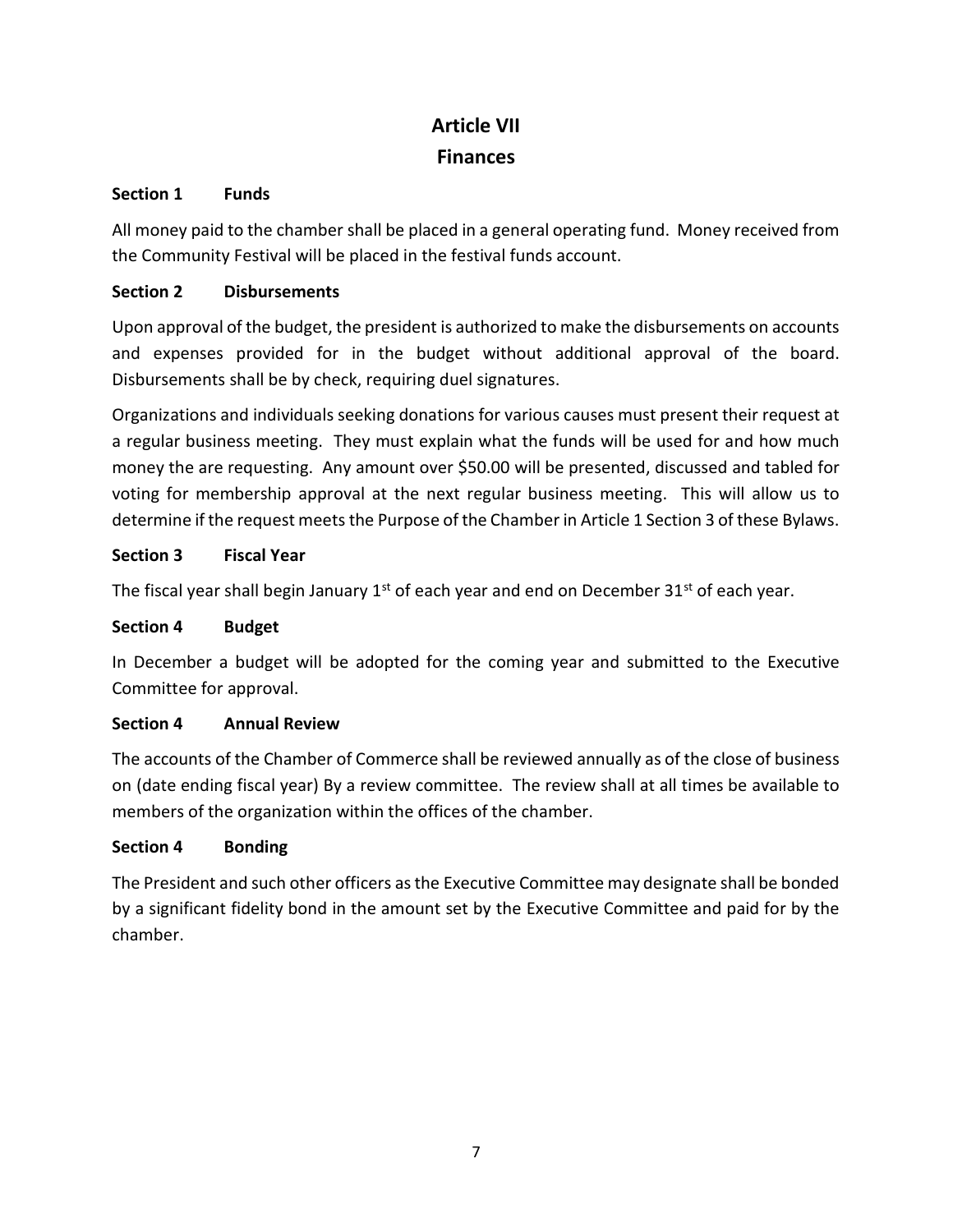# Article VII
## Finances

**Section 1 Funds**

All money paid to the chamber shall be placed in a general operating fund. Money received from the Community Festival will be placed in the festival funds account.

**Section 2 Disbursements**

Upon approval of the budget, the president is authorized to make the disbursements on accounts and expenses provided for in the budget without additional approval of the board. Disbursements shall be by check, requiring duel signatures.

Organizations and individuals seeking donations for various causes must present their request at a regular business meeting. They must explain what the funds will be used for and how much money the are requesting. Any amount over $50.00 will be presented, discussed and tabled for voting for membership approval at the next regular business meeting. This will allow us to determine if the request meets the Purpose of the Chamber in Article 1 Section 3 of these Bylaws.

**Section 3 Fiscal Year**

The fiscal year shall begin January 1st of each year and end on December 31st of each year.

**Section 4 Budget**

In December a budget will be adopted for the coming year and submitted to the Executive Committee for approval.

**Section 4 Annual Review**

The accounts of the Chamber of Commerce shall be reviewed annually as of the close of business on (date ending fiscal year) By a review committee. The review shall at all times be available to members of the organization within the offices of the chamber.

**Section 4 Bonding**

The President and such other officers as the Executive Committee may designate shall be bonded by a significant fidelity bond in the amount set by the Executive Committee and paid for by the chamber.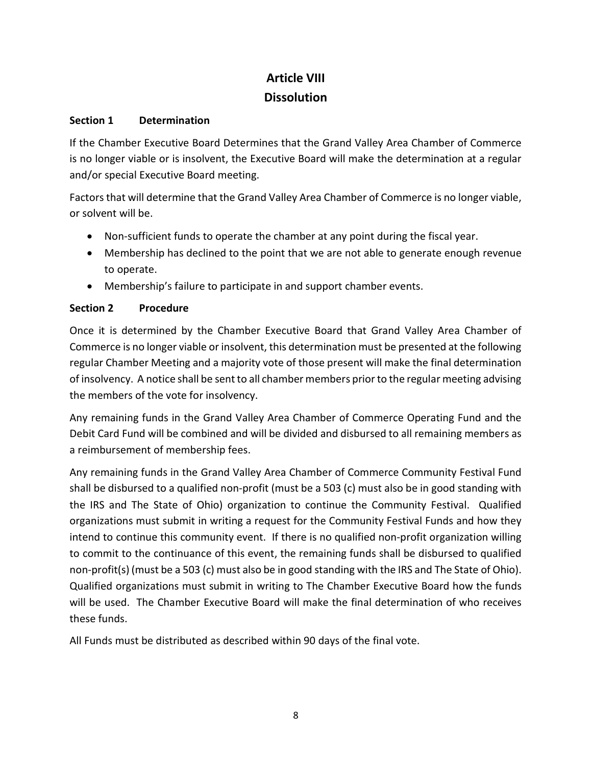# Article VIII
# Dissolution

**Section 1 Determination**

If the Chamber Executive Board Determines that the Grand Valley Area Chamber of Commerce is no longer viable or is insolvent, the Executive Board will make the determination at a regular and/or special Executive Board meeting.

Factors that will determine that the Grand Valley Area Chamber of Commerce is no longer viable, or solvent will be.

- Non-sufficient funds to operate the chamber at any point during the fiscal year.
- Membership has declined to the point that we are not able to generate enough revenue to operate.
- Membership's failure to participate in and support chamber events.

**Section 2 Procedure**

Once it is determined by the Chamber Executive Board that Grand Valley Area Chamber of Commerce is no longer viable or insolvent, this determination must be presented at the following regular Chamber Meeting and a majority vote of those present will make the final determination of insolvency. A notice shall be sent to all chamber members prior to the regular meeting advising the members of the vote for insolvency.

Any remaining funds in the Grand Valley Area Chamber of Commerce Operating Fund and the Debit Card Fund will be combined and will be divided and disbursed to all remaining members as a reimbursement of membership fees.

Any remaining funds in the Grand Valley Area Chamber of Commerce Community Festival Fund shall be disbursed to a qualified non-profit (must be a 503 (c) must also be in good standing with the IRS and The State of Ohio) organization to continue the Community Festival. Qualified organizations must submit in writing a request for the Community Festival Funds and how they intend to continue this community event. If there is no qualified non-profit organization willing to commit to the continuance of this event, the remaining funds shall be disbursed to qualified non-profit(s) (must be a 503 (c) must also be in good standing with the IRS and The State of Ohio). Qualified organizations must submit in writing to The Chamber Executive Board how the funds will be used. The Chamber Executive Board will make the final determination of who receives these funds.

All Funds must be distributed as described within 90 days of the final vote.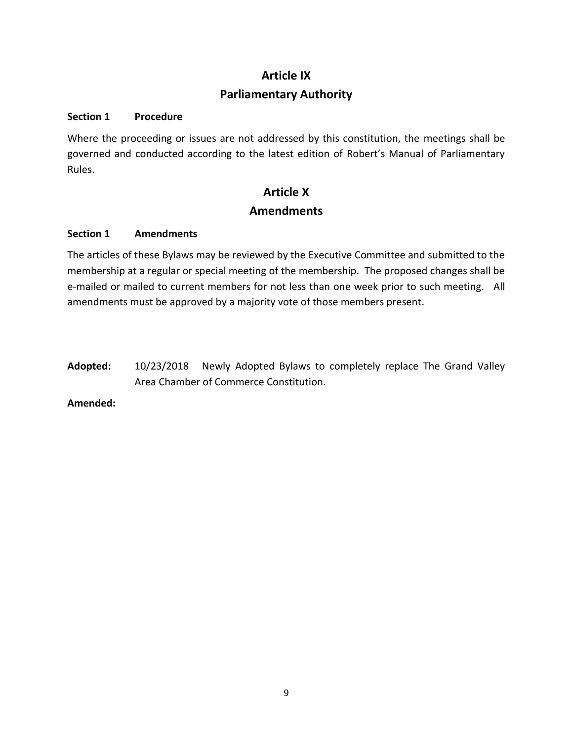## Article IX
## Parliamentary Authority

**Section 1 Procedure**

Where the proceeding or issues are not addressed by this constitution, the meetings shall be governed and conducted according to the latest edition of Robert's Manual of Parliamentary Rules.

## Article X
## Amendments

**Section 1 Amendments**

The articles of these Bylaws may be reviewed by the Executive Committee and submitted to the membership at a regular or special meeting of the membership. The proposed changes shall be e-mailed or mailed to current members for not less than one week prior to such meeting. All amendments must be approved by a majority vote of those members present.

**Adopted:** 10/23/2018 Newly Adopted Bylaws to completely replace The Grand Valley Area Chamber of Commerce Constitution.

**Amended:**